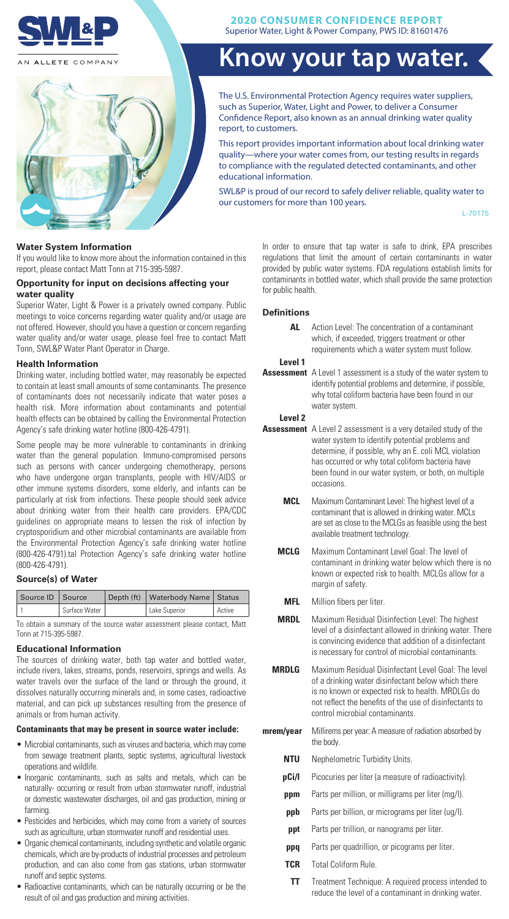# 2020 CONSUMER CONFIDENCE REPORT

Superior Water, Light & Power Company, PWS ID: 81601476

SWL&P

AN ALLETE COMPANY

# Know your tap water.

The U.S. Environmental Protection Agency requires water suppliers, such as Superior Water, Light and Power, to deliver a Consumer Confidence Report, also known as an annual drinking water quality report, to customers.

This report provides important information about local drinking water quality—where your water comes from, our testing results in regards to compliance with the regulated detected contaminants, and other educational information.

SWL&P is proud of our record to safely deliver reliable, quality water to our customers for more than 100 years.

L-70175

### Water System Information

If you would like to know more about the information contained in this report, please contact Matt Tonn at 715-395-5987.

### Opportunity for input on decisions affecting your water quality

Superior Water, Light & Power is a privately owned company. Public meetings to voice concerns regarding water quality and/or usage are not offered. However, should you have a question or concern regarding water quality and/or water usage, please feel free to contact Matt Tonn, SWL&P Water Plant Operator in Charge.

### Health Information

Drinking water, including bottled water, may reasonably be expected to contain at least small amounts of some contaminants. The presence of contaminants does not necessarily indicate that water poses a health risk. More information about contaminants and potential health effects can be obtained by calling the Environmental Protection Agency's safe drinking water hotline (800-426-4791).

Some people may be more vulnerable to contaminants in drinking water than the general population. Immuno-compromised persons such as persons with cancer undergoing chemotherapy, persons who have undergone organ transplants, people with HIV/AIDS or other immune systems disorders, some elderly, and infants can be particularly at risk from infections. These people should seek advice about drinking water from their health care providers. EPA/CDC guidelines on appropriate means to lessen the risk of infection by cryptosporidium and other microbial contaminants are available from the Environmental Protection Agency's safe drinking water hotline (800-426-4791).tal Protection Agency's safe drinking water hotline (800-426-4791).

### Source(s) of Water

| Source ID | Source | Depth (ft) | Waterbody Name | Status |
|---|---|---|---|---|
| 1 | Surface Water | | Lake Superior | Active |

To obtain a summary of the source water assessment please contact, Matt Tonn at 715-395-5987.

### Educational Information

The sources of drinking water, both tap water and bottled water, include rivers, lakes, streams, ponds, reservoirs, springs and wells. As water travels over the surface of the land or through the ground, it dissolves naturally occurring minerals and, in some cases, radioactive material, and can pick up substances resulting from the presence of animals or from human activity.

**Contaminants that may be present in source water include:**

- Microbial contaminants, such as viruses and bacteria, which may come from sewage treatment plants, septic systems, agricultural livestock operations and wildlife.
- Inorganic contaminants, such as salts and metals, which can be naturally- occurring or result from urban stormwater runoff, industrial or domestic wastewater discharges, oil and gas production, mining or farming.
- Pesticides and herbicides, which may come from a variety of sources such as agriculture, urban stormwater runoff and residential uses.
- Organic chemical contaminants, including synthetic and volatile organic chemicals, which are by-products of industrial processes and petroleum production, and can also come from gas stations, urban stormwater runoff and septic systems.
- Radioactive contaminants, which can be naturally occurring or be the result of oil and gas production and mining activities.

In order to ensure that tap water is safe to drink, EPA prescribes regulations that limit the amount of certain contaminants in water provided by public water systems. FDA regulations establish limits for contaminants in bottled water, which shall provide the same protection for public health.

### Definitions

| Term | Definition |
|---|---|
| **AL** | Action Level: The concentration of a contaminant which, if exceeded, triggers treatment or other requirements which a water system must follow. |
| **Level 1 Assessment** | A Level 1 assessment is a study of the water system to identify potential problems and determine, if possible, why total coliform bacteria have been found in our water system. |
| **Level 2 Assessment** | A Level 2 assessment is a very detailed study of the water system to identify potential problems and determine, if possible, why an E. coli MCL violation has occurred or why total coliform bacteria have been found in our water system, or both, on multiple occasions. |
| **MCL** | Maximum Contaminant Level: The highest level of a contaminant that is allowed in drinking water. MCLs are set as close to the MCLGs as feasible using the best available treatment technology. |
| **MCLG** | Maximum Contaminant Level Goal: The level of contaminant in drinking water below which there is no known or expected risk to health. MCLGs allow for a margin of safety. |
| **MFL** | Million fibers per liter. |
| **MRDL** | Maximum Residual Disinfection Level: The highest level of a disinfectant allowed in drinking water. There is convincing evidence that addition of a disinfectant is necessary for control of microbial contaminants. |
| **MRDLG** | Maximum Residual Disinfectant Level Goal: The level of a drinking water disinfectant below which there is no known or expected risk to health. MRDLGs do not reflect the benefits of the use of disinfectants to control microbial contaminants. |
| **mrem/year** | Millirems per year: A measure of radiation absorbed by the body. |
| **NTU** | Nephelometric Turbidity Units. |
| **pCi/l** | Picocuries per liter (a measure of radioactivity). |
| **ppm** | Parts per million, or milligrams per liter (mg/l). |
| **ppb** | Parts per billion, or micrograms per liter (ug/l). |
| **ppt** | Parts per trillion, or nanograms per liter. |
| **ppq** | Parts per quadrillion, or picograms per liter. |
| **TCR** | Total Coliform Rule. |
| **TT** | Treatment Technique: A required process intended to reduce the level of a contaminant in drinking water. |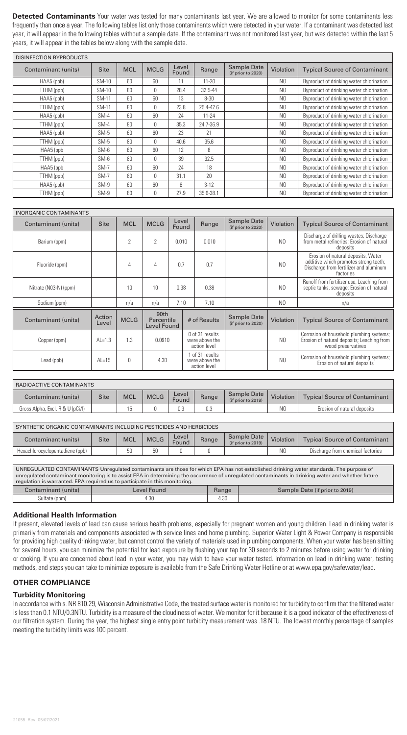**Detected Contaminants** Your water was tested for many contaminants last year. We are allowed to monitor for some contaminants less frequently than once a year. The following tables list only those contaminants which were detected in your water. If a contaminant was detected last year, it will appear in the following tables without a sample date. If the contaminant was not monitored last year, but was detected within the last 5 years, it will appear in the tables below along with the sample date.

| DISINFECTION BYPRODUCTS | | | | | | | | |
|---|---|---|---|---|---|---|---|---|
| Contaminant (units) | Site | MCL | MCLG | Level Found | Range | Sample Date (if prior to 2020) | Violation | Typical Source of Contaminant |
| HAA5 (ppb) | SM-10 | 60 | 60 | 11 | 11-20 | | NO | Byproduct of drinking water chlorination |
| TTHM (ppb) | SM-10 | 80 | 0 | 28.4 | 32.5-44 | | NO | Byproduct of drinking water chlorination |
| HAA5 (ppb) | SM-11 | 60 | 60 | 13 | 8-30 | | NO | Byproduct of drinking water chlorination |
| TTHM (ppb) | SM-11 | 80 | 0 | 23.8 | 25.4-42.6 | | NO | Byproduct of drinking water chlorination |
| HAA5 (ppb) | SM-4 | 60 | 60 | 24 | 11-24 | | NO | Byproduct of drinking water chlorination |
| TTHM (ppb) | SM-4 | 80 | 0 | 35.3 | 24.7-36.9 | | NO | Byproduct of drinking water chlorination |
| HAA5 (ppb) | SM-5 | 60 | 60 | 23 | 21 | | NO | Byproduct of drinking water chlorination |
| TTHM (ppb) | SM-5 | 80 | 0 | 40.6 | 35.6 | | NO | Byproduct of drinking water chlorination |
| HAA5 (ppb | SM-6 | 60 | 60 | 12 | 8 | | NO | Byproduct of drinking water chlorination |
| TTHM (ppb) | SM-6 | 80 | 0 | 39 | 32.5 | | NO | Byproduct of drinking water chlorination |
| HAA5 (ppb | SM-7 | 60 | 60 | 24 | 18 | | NO | Byproduct of drinking water chlorination |
| TTHM (ppb) | SM-7 | 80 | 0 | 31.1 | 20 | | NO | Byproduct of drinking water chlorination |
| HAA5 (ppb) | SM-9 | 60 | 60 | 6 | 3-12 | | NO | Byproduct of drinking water chlorination |
| TTHM (ppb) | SM-9 | 80 | 0 | 27.9 | 35.6-38.1 | | NO | Byproduct of drinking water chlorination |

| INORGANIC CONTAMINANTS | | | | | | | | |
|---|---|---|---|---|---|---|---|---|
| Contaminant (units) | Site | MCL | MCLG | Level Found | Range | Sample Date (if prior to 2020) | Violation | Typical Source of Contaminant |
| Barium (ppm) | | 2 | 2 | 0.010 | 0.010 | | NO | Discharge of drilling wastes; Discharge from metal refineries; Erosion of natural deposits |
| Fluoride (ppm) | | 4 | 4 | 0.7 | 0.7 | | NO | Erosion of natural deposits; Water additive which promotes strong teeth; Discharge from fertilizer and aluminum factories |
| Nitrate (N03-N) (ppm) | | 10 | 10 | 0.38 | 0.38 | | NO | Runoff from fertilizer use; Leaching from septic tanks, sewage; Erosion of natural deposits |
| Sodium (ppm) | | n/a | n/a | 7.10 | 7.10 | | NO | n/a |
| Contaminant (units) | Action Level | MCLG | 90th Percentile Level Found | | # of Results | Sample Date (if prior to 2020) | Violation | Typical Source of Contaminant |
| Copper (ppm) | AL=1.3 | 1.3 | 0.0910 | | 0 of 31 results were above the action level | | NO | Corrosion of household plumbing systems; Erosion of natural deposits; Leaching from wood preservatives |
| Lead (ppb) | AL=15 | 0 | 4.30 | | 1 of 31 results were above the action level | | NO | Corrosion of household plumbing systems; Erosion of natural deposits |

| RADIOACTIVE CONTAMINANTS | | | | | | | | |
|---|---|---|---|---|---|---|---|---|
| Contaminant (units) | Site | MCL | MCLG | Level Found | Range | Sample Date (if prior to 2019) | Violation | Typical Source of Contaminant |
| Gross Alpha, Excl. R & U (pCi/l) | | 15 | 0 | 0.3 | 0.3 | | NO | Erosion of natural deposits |

| SYNTHETIC ORGANIC CONTAMINANTS INCLUDING PESTICIDES AND HERBICIDES | | | | | | | | |
|---|---|---|---|---|---|---|---|---|
| Contaminant (units) | Site | MCL | MCLG | Level Found | Range | Sample Date (if prior to 2019) | Violation | Typical Source of Contaminant |
| Hexachlorocyclopentadiene (ppb) | | 50 | 50 | 0 | 0 | | NO | Discharge from chemical factories |

UNREGULATED CONTAMINANTS Unregulated contaminants are those for which EPA has not established drinking water standards. The purpose of unregulated contaminant monitoring is to assist EPA in determining the occurrence of unregulated contaminants in drinking water and whether future regulation is warranted. EPA required us to participate in this monitoring.

| Contaminant (units) | Level Found | Range | Sample Date (if prior to 2019) |
|---|---|---|---|
| Sulfate (ppm) | 4.30 | 4.30 | |

## Additional Health Information

If present, elevated levels of lead can cause serious health problems, especially for pregnant women and young children. Lead in drinking water is primarily from materials and components associated with service lines and home plumbing. Superior Water Light & Power Company is responsible for providing high quality drinking water, but cannot control the variety of materials used in plumbing components. When your water has been sitting for several hours, you can minimize the potential for lead exposure by flushing your tap for 30 seconds to 2 minutes before using water for drinking or cooking. If you are concerned about lead in your water, you may wish to have your water tested. Information on lead in drinking water, testing methods, and steps you can take to minimize exposure is available from the Safe Drinking Water Hotline or at www.epa.gov/safewater/lead.

## OTHER COMPLIANCE

### Turbidity Monitoring

In accordance with s. NR 810.29, Wisconsin Administrative Code, the treated surface water is monitored for turbidity to confirm that the filtered water is less than 0.1 NTU/0.3NTU. Turbidity is a measure of the cloudiness of water. We monitor for it because it is a good indicator of the effectiveness of our filtration system. During the year, the highest single entry point turbidity measurement was .18 NTU. The lowest monthly percentage of samples meeting the turbidity limits was 100 percent.

21055 Rev. 05/07/2021